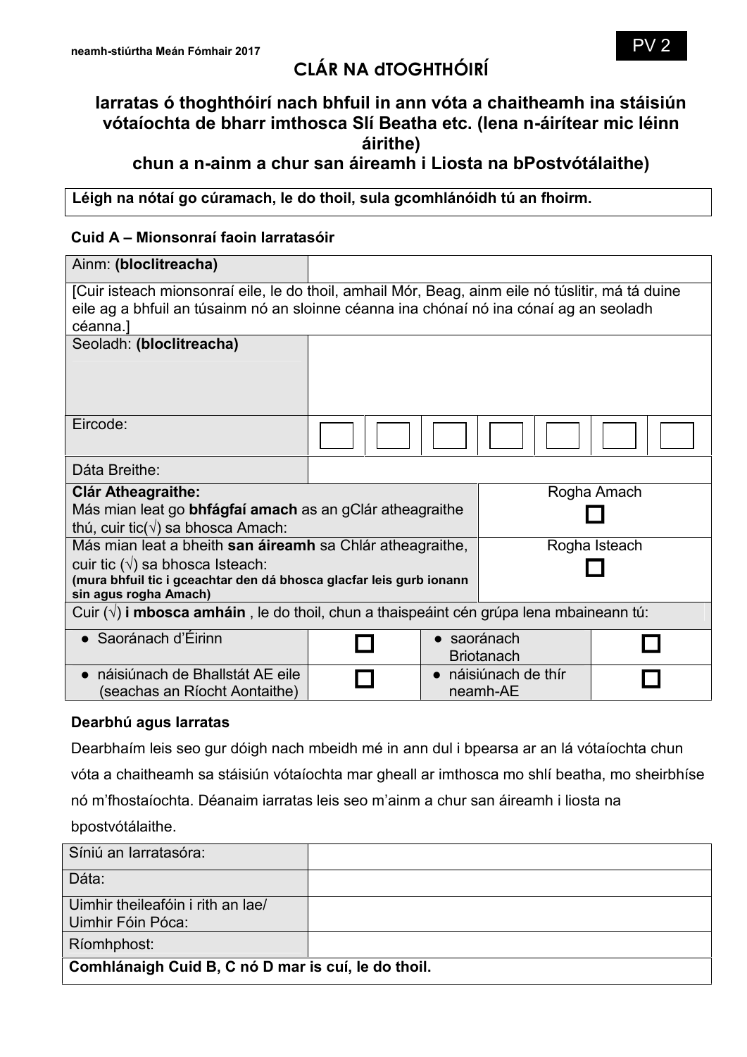neamh-stiúrtha Meán Fómhair 2017

PV 2

# CLÁR NA dTOGHTHÓIRÍ

## Iarratas ó thoghthóirí nach bhfuil in ann vóta a chaitheamh ina stáisiún vótaíochta de bharr imthosca Slí Beatha etc. (lena n-áirítear mic léinn áirithe) chun a n-ainm a chur san áireamh i Liosta na bPostvótálaithe)

**Léigh na nótaí go cúramach, le do thoil, sula gcomhlánóidh tú an fhoirm.**

### Cuid A – Mionsonraí faoin Iarratasóir

| | | | |
|---|---|---|---|
| Ainm: **(bloclitreacha)** | | | |
| [Cuir isteach mionsonraí eile, le do thoil, amhail Mór, Beag, ainm eile nó túslitir, má tá duine eile ag a bhfuil an túsainm nó an sloinne céanna ina chónaí nó ina cónaí ag an seoladh céanna.] | | | |
| Seoladh: **(bloclitreacha)** | | | |
| Eircode: | ☐ ☐ ☐ ☐ ☐ ☐ ☐ | | |
| Dáta Breithe: | | | |
| **Clár Atheagraithe:** Más mian leat go **bhfágfaí amach** as an gClár atheagraithe thú, cuir tic(√) sa bhosca Amach: | | Rogha Amach ☐ | |
| Más mian leat a bheith **san áireamh** sa Chlár atheagraithe, cuir tic (√) sa bhosca Isteach: **(mura bhfuil tic i gceachtar den dá bhosca glacfar leis gurb ionann sin agus rogha Amach)** | | Rogha Isteach ☐ | |
| Cuir (√) **i mbosca amháin**, le do thoil, chun a thaispeáint cén grúpa lena mbaineann tú: | | | |
| ● Saoránach d'Éirinn | ☐ | ● saoránach Briotanach | ☐ |
| ● náisiúnach de Bhallstát AE eile (seachas an Ríocht Aontaithe) | ☐ | ● náisiúnach de thír neamh-AE | ☐ |

### Dearbhú agus Iarratas

Dearbhaím leis seo gur dóigh nach mbeidh mé in ann dul i bpearsa ar an lá vótaíochta chun vóta a chaitheamh sa stáisiún vótaíochta mar gheall ar imthosca mo shlí beatha, mo sheirbhíse nó m'fhostaíochta. Déanaim iarratas leis seo m'ainm a chur san áireamh i liosta na bpostvótálaithe.

| | |
|---|---|
| Síniú an Iarratasóra: | |
| Dáta: | |
| Uimhir theileafóin i rith an lae/ Uimhir Fóin Póca: | |
| Ríomhphost: | |
| **Comhlánaigh Cuid B, C nó D mar is cuí, le do thoil.** | |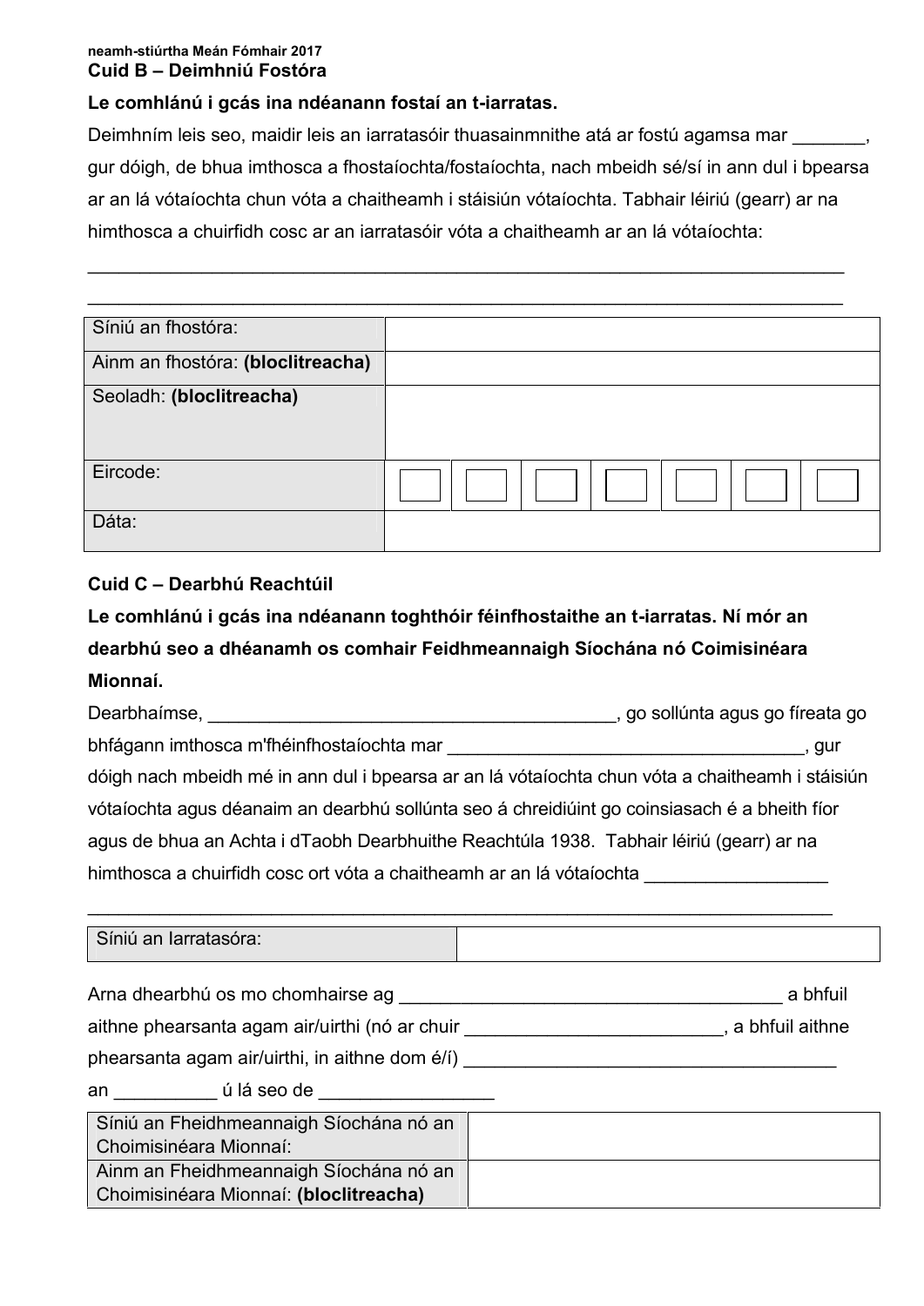**neamh-stiúrtha Meán Fómhair 2017**

## Cuid B – Deimhniú Fostóra

**Le comhlánú i gcás ina ndéanann fostaí an t-iarratas.**

Deimhním leis seo, maidir leis an iarratasóir thuasainmnithe atá ar fostú agamsa mar _______, gur dóigh, de bhua imthosca a fhostaíochta/fostaíochta, nach mbeidh sé/sí in ann dul i bpearsa ar an lá vótaíochta chun vóta a chaitheamh i stáisiún vótaíochta. Tabhair léiriú (gearr) ar na himthosca a chuirfidh cosc ar an iarratasóir vóta a chaitheamh ar an lá vótaíochta:

_______________________________________________________________________________

_______________________________________________________________________________

| | | | | | | | |
|---|---|---|---|---|---|---|---|
| Síniú an fhostóra: | | | | | | | |
| Ainm an fhostóra: **(bloclitreacha)** | | | | | | | |
| Seoladh: **(bloclitreacha)** | | | | | | | |
| Eircode: | ☐ | ☐ | ☐ | ☐ | ☐ | ☐ | ☐ |
| Dáta: | | | | | | | |

## Cuid C – Dearbhú Reachtúil

**Le comhlánú i gcás ina ndéanann toghthóir féinfhostaithe an t-iarratas. Ní mór an dearbhú seo a dhéanamh os comhair Feidhmeannaigh Síochána nó Coimisinéara Mionnaí.**

Dearbhaímse, __________________________________________, go sollúnta agus go fíreata go bhfágann imthosca m'fhéinfhostaíochta mar ____________________________________, gur dóigh nach mbeidh mé in ann dul i bpearsa ar an lá vótaíochta chun vóta a chaitheamh i stáisiún vótaíochta agus déanaim an dearbhú sollúnta seo á chreidiúint go coinsiasach é a bheith fíor agus de bhua an Achta i dTaobh Dearbhuithe Reachtúla 1938. Tabhair léiriú (gearr) ar na himthosca a chuirfidh cosc ort vóta a chaitheamh ar an lá vótaíochta __________________

_______________________________________________________________________________

| | |
|---|---|
| Síniú an Iarratasóra: | |

Arna dhearbhú os mo chomhairse ag _______________________________________ a bhfuil aithne phearsanta agam air/uirthi (nó ar chuir _________________________, a bhfuil aithne phearsanta agam air/uirthi, in aithne dom é/í) ______________________________________

an __________ ú lá seo de _________________

| | |
|---|---|
| Síniú an Fheidhmeannaigh Síochána nó an Choimisinéara Mionnaí: | |
| Ainm an Fheidhmeannaigh Síochána nó an Choimisinéara Mionnaí: **(bloclitreacha)** | |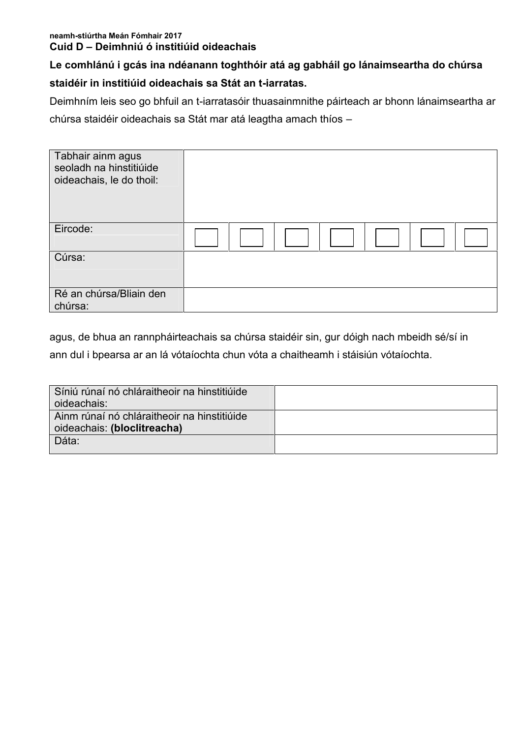neamh-stiúrtha Meán Fómhair 2017

## Cuid D – Deimhniú ó institiúid oideachais

**Le comhlánú i gcás ina ndéanann toghthóir atá ag gabháil go lánaimseartha do chúrsa staidéir in institiúid oideachais sa Stát an t-iarratas.**

Deimhním leis seo go bhfuil an t-iarratasóir thuasainmnithe páirteach ar bhonn lánaimseartha ar chúrsa staidéir oideachais sa Stát mar atá leagtha amach thíos –

| | | | | | | | |
|---|---|---|---|---|---|---|---|
| Tabhair ainm agus seoladh na hinstitiúide oideachais, le do thoil: | | | | | | | |
| Eircode: | ☐ | ☐ | ☐ | ☐ | ☐ | ☐ | ☐ |
| Cúrsa: | | | | | | | |
| Ré an chúrsa/Bliain den chúrsa: | | | | | | | |

agus, de bhua an rannpháirteachais sa chúrsa staidéir sin, gur dóigh nach mbeidh sé/sí in ann dul i bpearsa ar an lá vótaíochta chun vóta a chaitheamh i stáisiún vótaíochta.

| | |
|---|---|
| Síniú rúnaí nó chláraitheoir na hinstitiúide oideachais: | |
| Ainm rúnaí nó chláraitheoir na hinstitiúide oideachais: **(bloclitreacha)** | |
| Dáta: | |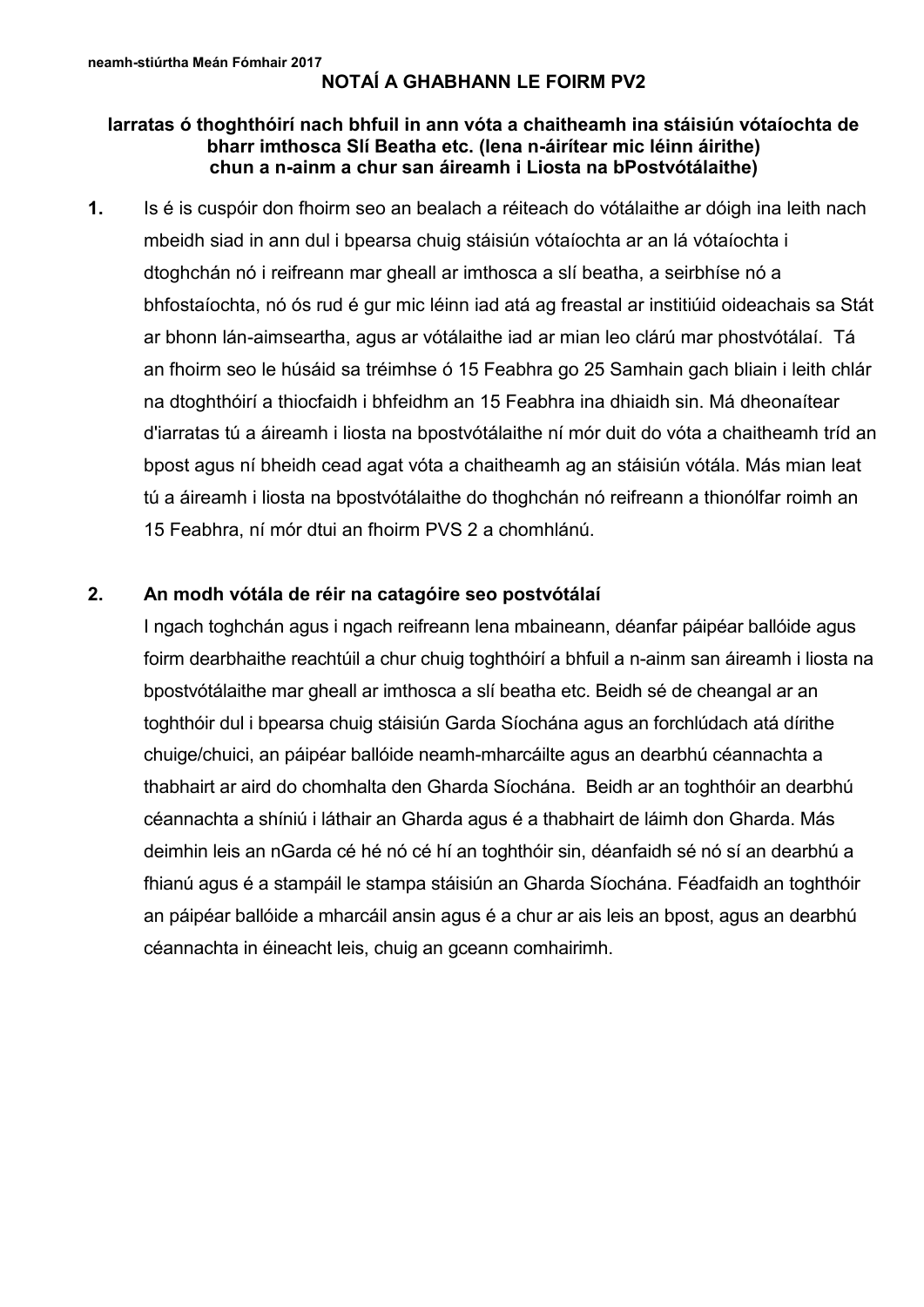neamh-stiúrtha Meán Fómhair 2017

# NOTAÍ A GHABHANN LE FOIRM PV2

## Iarratas ó thoghthóirí nach bhfuil in ann vóta a chaitheamh ina stáisiún vótaíochta de bharr imthosca Slí Beatha etc. (lena n-áirítear mic léinn áirithe) chun a n-ainm a chur san áireamh i Liosta na bPostvótálaithe)

**1.** Is é is cuspóir don fhoirm seo an bealach a réiteach do vótálaithe ar dóigh ina leith nach mbeidh siad in ann dul i bpearsa chuig stáisiún vótaíochta ar an lá vótaíochta i dtoghchán nó i reifreann mar gheall ar imthosca a slí beatha, a seirbhíse nó a bhfostaíochta, nó ós rud é gur mic léinn iad atá ag freastal ar institiúid oideachais sa Stát ar bhonn lán-aimseartha, agus ar vótálaithe iad ar mian leo clárú mar phostvótálaí. Tá an fhoirm seo le húsáid sa tréimhse ó 15 Feabhra go 25 Samhain gach bliain i leith chlár na dtoghthóirí a thiocfaidh i bhfeidhm an 15 Feabhra ina dhiaidh sin. Má dheonaítear d'iarratas tú a áireamh i liosta na bpostvótálaithe ní mór duit do vóta a chaitheamh tríd an bpost agus ní bheidh cead agat vóta a chaitheamh ag an stáisiún vótála. Más mian leat tú a áireamh i liosta na bpostvótálaithe do thoghchán nó reifreann a thionólfar roimh an 15 Feabhra, ní mór dtui an fhoirm PVS 2 a chomhlánú.

**2. An modh vótála de réir na catagóire seo postvótálaí**

I ngach toghchán agus i ngach reifreann lena mbaineann, déanfar páipéar ballóide agus foirm dearbhaithe reachtúil a chur chuig toghthóirí a bhfuil a n-ainm san áireamh i liosta na bpostvótálaithe mar gheall ar imthosca a slí beatha etc. Beidh sé de cheangal ar an toghthóir dul i bpearsa chuig stáisiún Garda Síochána agus an forchlúdach atá dírithe chuige/chuici, an páipéar ballóide neamh-mharcáilte agus an dearbhú céannachta a thabhairt ar aird do chomhalta den Gharda Síochána. Beidh ar an toghthóir an dearbhú céannachta a shíniú i láthair an Gharda agus é a thabhairt de láimh don Gharda. Más deimhin leis an nGarda cé hé nó cé hí an toghthóir sin, déanfaidh sé nó sí an dearbhú a fhianú agus é a stampáil le stampa stáisiún an Gharda Síochána. Féadfaidh an toghthóir an páipéar ballóide a mharcáil ansin agus é a chur ar ais leis an bpost, agus an dearbhú céannachta in éineacht leis, chuig an gceann comhairimh.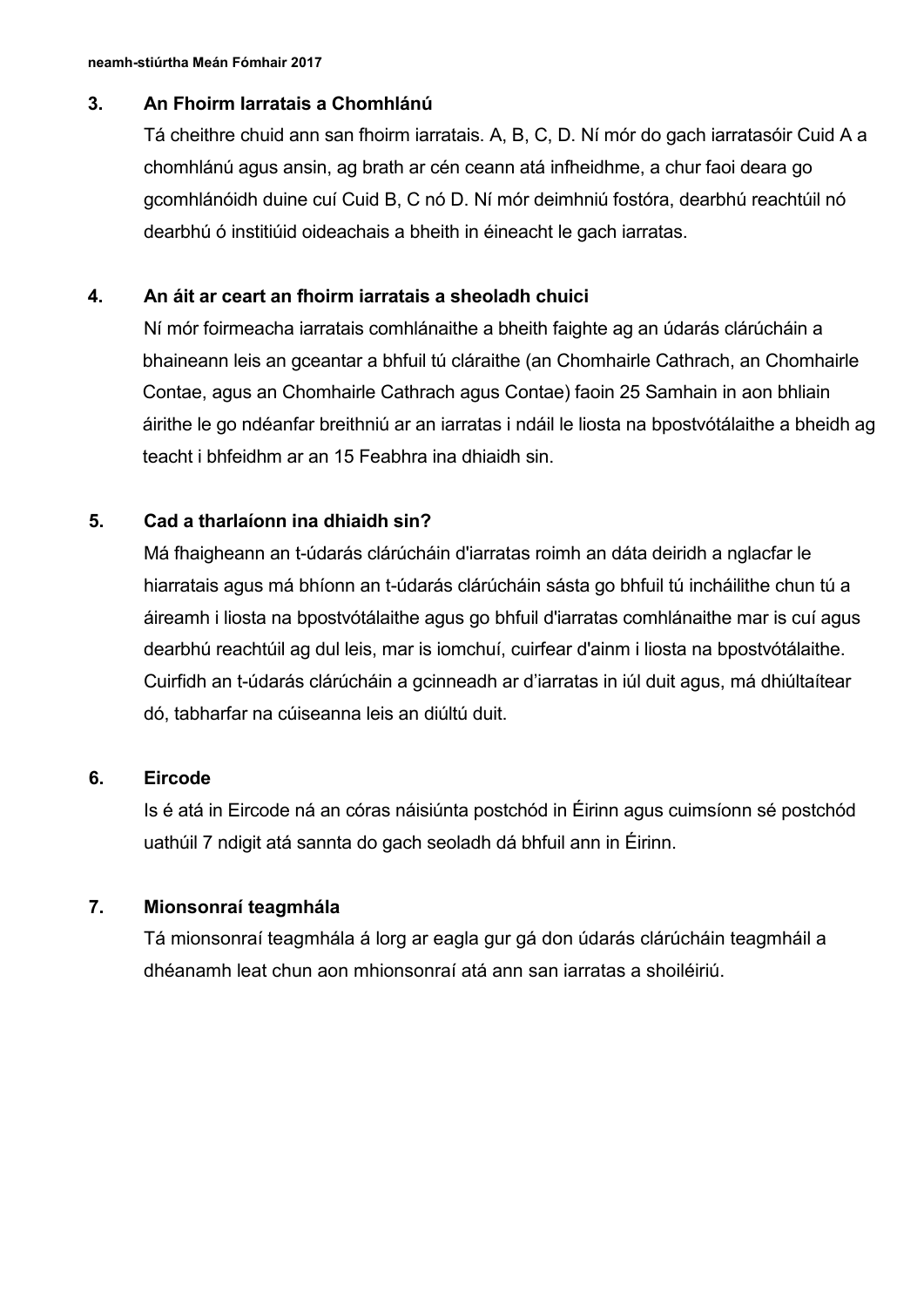## 3. An Fhoirm Iarratais a Chomhlánú

Tá cheithre chuid ann san fhoirm iarratais. A, B, C, D. Ní mór do gach iarratasóir Cuid A a chomhlánú agus ansin, ag brath ar cén ceann atá infheidhme, a chur faoi deara go gcomhlánóidh duine cuí Cuid B, C nó D. Ní mór deimhniú fostóra, dearbhú reachtúil nó dearbhú ó institiúid oideachais a bheith in éineacht le gach iarratas.

## 4. An áit ar ceart an fhoirm iarratais a sheoladh chuici

Ní mór foirmeacha iarratais comhlánaithe a bheith faighte ag an údarás clárúcháin a bhaineann leis an gceantar a bhfuil tú cláraithe (an Chomhairle Cathrach, an Chomhairle Contae, agus an Chomhairle Cathrach agus Contae) faoin 25 Samhain in aon bhliain áirithe le go ndéanfar breithniú ar an iarratas i ndáil le liosta na bpostvótálaithe a bheidh ag teacht i bhfeidhm ar an 15 Feabhra ina dhiaidh sin.

## 5. Cad a tharlaíonn ina dhiaidh sin?

Má fhaigheann an t-údarás clárúcháin d'iarratas roimh an dáta deiridh a nglacfar le hiarratais agus má bhíonn an t-údarás clárúcháin sásta go bhfuil tú incháilithe chun tú a áireamh i liosta na bpostvótálaithe agus go bhfuil d'iarratas comhlánaithe mar is cuí agus dearbhú reachtúil ag dul leis, mar is iomchuí, cuirfear d'ainm i liosta na bpostvótálaithe. Cuirfidh an t-údarás clárúcháin a gcinneadh ar d'iarratas in iúl duit agus, má dhiúltaítear dó, tabharfar na cúiseanna leis an diúltú duit.

## 6. Eircode

Is é atá in Eircode ná an córas náisiúnta postchód in Éirinn agus cuimsíonn sé postchód uathúil 7 ndigit atá sannta do gach seoladh dá bhfuil ann in Éirinn.

## 7. Mionsonraí teagmhála

Tá mionsonraí teagmhála á lorg ar eagla gur gá don údarás clárúcháin teagmháil a dhéanamh leat chun aon mhionsonraí atá ann san iarratas a shoiléiriú.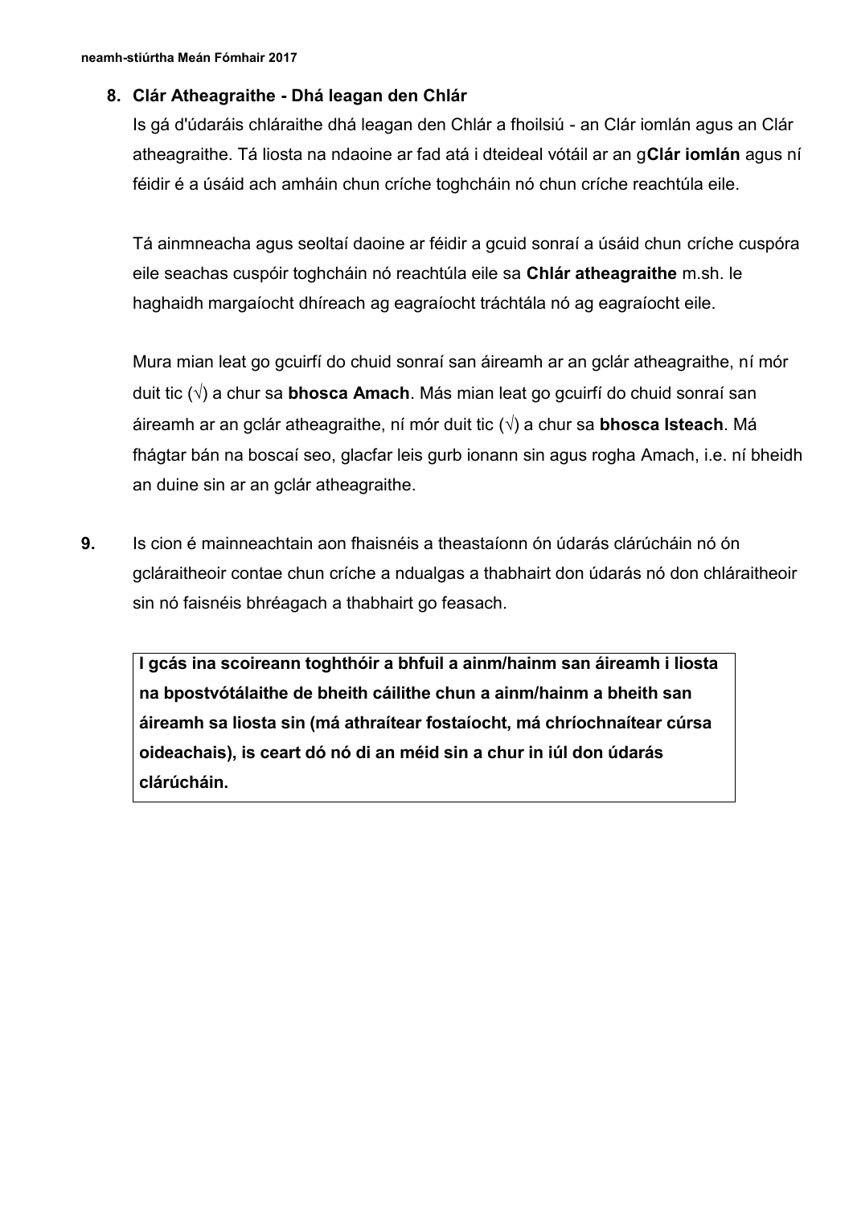## 8. Clár Atheagraithe - Dhá leagan den Chlár

Is gá d'údaráis chláraithe dhá leagan den Chlár a fhoilsiú - an Clár iomlán agus an Clár atheagraithe. Tá liosta na ndaoine ar fad atá i dteideal vótáil ar an g**Clár iomlán** agus ní féidir é a úsáid ach amháin chun críche toghcháin nó chun críche reachtúla eile.

Tá ainmneacha agus seoltaí daoine ar féidir a gcuid sonraí a úsáid chun críche cuspóra eile seachas cuspóir toghcháin nó reachtúla eile sa **Chlár atheagraithe** m.sh. le haghaidh margaíocht dhíreach ag eagraíocht tráchtála nó ag eagraíocht eile.

Mura mian leat go gcuirfí do chuid sonraí san áireamh ar an gclár atheagraithe, ní mór duit tic (√) a chur sa **bhosca Amach**. Más mian leat go gcuirfí do chuid sonraí san áireamh ar an gclár atheagraithe, ní mór duit tic (√) a chur sa **bhosca Isteach**. Má fhágtar bán na boscaí seo, glacfar leis gurb ionann sin agus rogha Amach, i.e. ní bheidh an duine sin ar an gclár atheagraithe.

**9.** Is cion é mainneachtain aon fhaisnéis a theastaíonn ón údarás clárúcháin nó ón gcláraitheoir contae chun críche a ndualgas a thabhairt don údarás nó don chláraitheoir sin nó faisnéis bhréagach a thabhairt go feasach.

**I gcás ina scoireann toghthóir a bhfuil a ainm/hainm san áireamh i liosta na bpostvótálaithe de bheith cáilithe chun a ainm/hainm a bheith san áireamh sa liosta sin (má athraítear fostaíocht, má chríochnaítear cúrsa oideachais), is ceart dó nó di an méid sin a chur in iúl don údarás clárúcháin.**